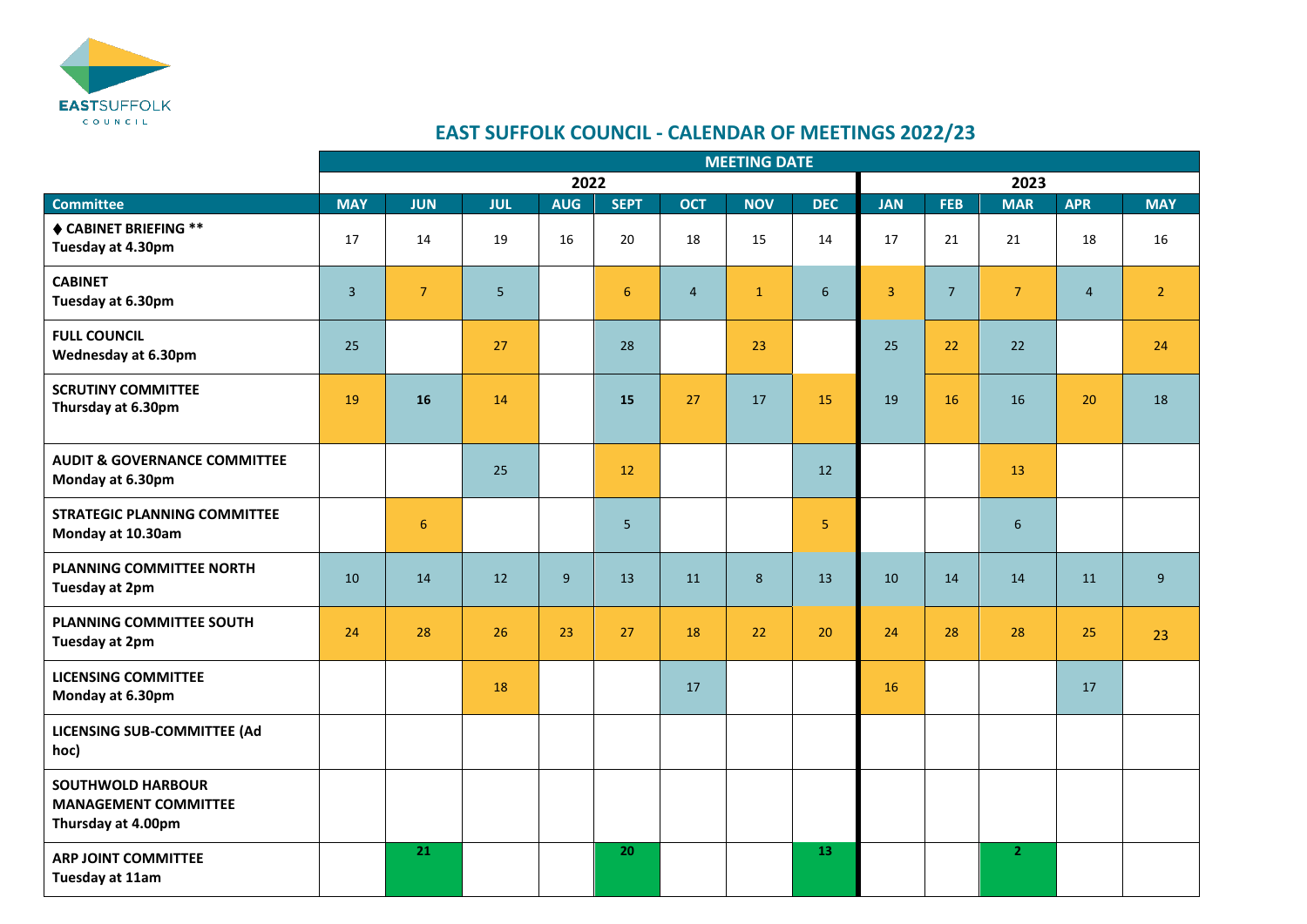# EAST SUFFOLK COUNCIL - CALENDAR OF MEETINGS 2022/23

| | MEETING DATE | | | | | | | | | | | | |
|---|---|---|---|---|---|---|---|---|---|---|---|---|---|
| | 2022 | | | | | | | | 2023 | | | | |
| **Committee** | **MAY** | **JUN** | **JUL** | **AUG** | **SEPT** | **OCT** | **NOV** | **DEC** | **JAN** | **FEB** | **MAR** | **APR** | **MAY** |
| ♦ **CABINET BRIEFING \*\*** **Tuesday at 4.30pm** | 17 | 14 | 19 | 16 | 20 | 18 | 15 | 14 | 17 | 21 | 21 | 18 | 16 |
| **CABINET** **Tuesday at 6.30pm** | 3 | 7 | 5 | | 6 | 4 | 1 | 6 | 3 | 7 | 7 | 4 | 2 |
| **FULL COUNCIL** **Wednesday at 6.30pm** | 25 | | 27 | | 28 | | 23 | | 25 | 22 | 22 | | 24 |
| **SCRUTINY COMMITTEE** **Thursday at 6.30pm** | 19 | **16** | 14 | | **15** | 27 | 17 | 15 | 19 | 16 | 16 | 20 | 18 |
| **AUDIT & GOVERNANCE COMMITTEE** **Monday at 6.30pm** | | | 25 | | 12 | | | 12 | | | 13 | | |
| **STRATEGIC PLANNING COMMITTEE** **Monday at 10.30am** | | 6 | | | 5 | | | 5 | | | 6 | | |
| **PLANNING COMMITTEE NORTH** **Tuesday at 2pm** | 10 | 14 | 12 | 9 | 13 | 11 | 8 | 13 | 10 | 14 | 14 | 11 | 9 |
| **PLANNING COMMITTEE SOUTH** **Tuesday at 2pm** | 24 | 28 | 26 | 23 | 27 | 18 | 22 | 20 | 24 | 28 | 28 | 25 | 23 |
| **LICENSING COMMITTEE** **Monday at 6.30pm** | | | 18 | | | 17 | | | 16 | | | 17 | |
| **LICENSING SUB-COMMITTEE (Ad hoc)** | | | | | | | | | | | | | |
| **SOUTHWOLD HARBOUR MANAGEMENT COMMITTEE** **Thursday at 4.00pm** | | | | | | | | | | | | | |
| **ARP JOINT COMMITTEE** **Tuesday at 11am** | | **21** | | | **20** | | | **13** | | | **2** | | |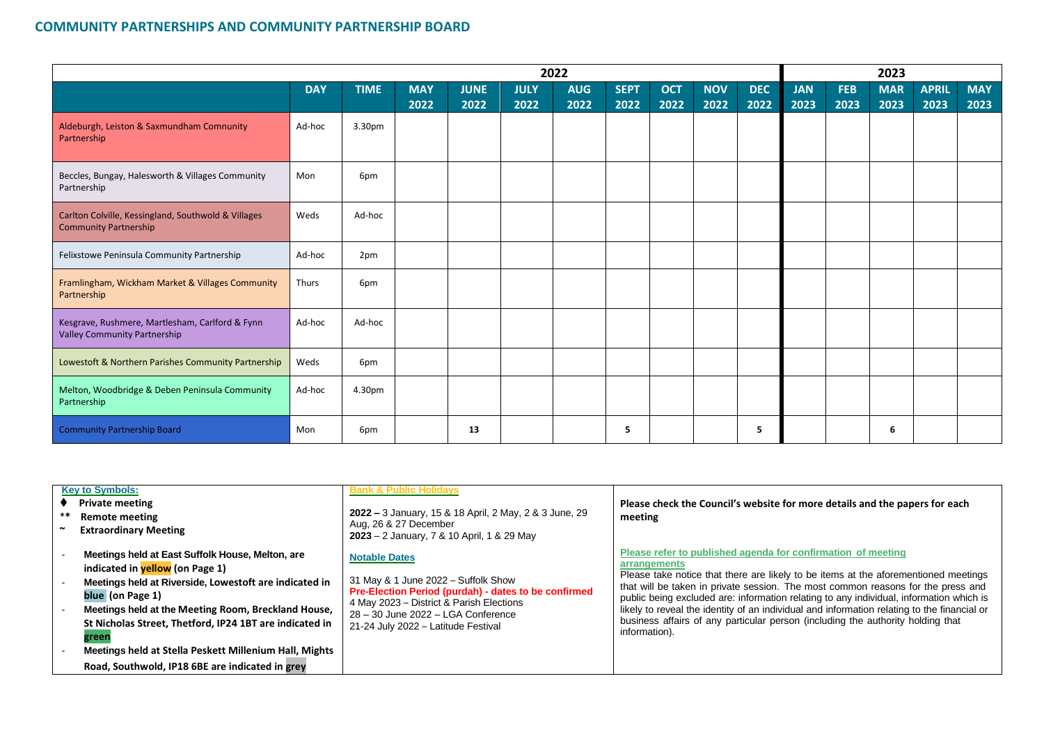## COMMUNITY PARTNERSHIPS AND COMMUNITY PARTNERSHIP BOARD

| | | | 2022 | | | | | | | | 2023 | | | | |
|---|---|---|---|---|---|---|---|---|---|---|---|---|---|---|---|
| | **DAY** | **TIME** | **MAY 2022** | **JUNE 2022** | **JULY 2022** | **AUG 2022** | **SEPT 2022** | **OCT 2022** | **NOV 2022** | **DEC 2022** | **JAN 2023** | **FEB 2023** | **MAR 2023** | **APRIL 2023** | **MAY 2023** |
| Aldeburgh, Leiston & Saxmundham Comnunity Partnership | Ad-hoc | 3.30pm | | | | | | | | | | | | | |
| Beccles, Bungay, Halesworth & Villages Community Partnership | Mon | 6pm | | | | | | | | | | | | | |
| Carlton Colville, Kessingland, Southwold & Villages Community Partnership | Weds | Ad-hoc | | | | | | | | | | | | | |
| Felixstowe Peninsula Community Partnership | Ad-hoc | 2pm | | | | | | | | | | | | | |
| Framlingham, Wickham Market & Villages Community Partnership | Thurs | 6pm | | | | | | | | | | | | | |
| Kesgrave, Rushmere, Martlesham, Carlford & Fynn Valley Community Partnership | Ad-hoc | Ad-hoc | | | | | | | | | | | | | |
| Lowestoft & Northern Parishes Community Partnership | Weds | 6pm | | | | | | | | | | | | | |
| Melton, Woodbridge & Deben Peninsula Community Partnership | Ad-hoc | 4.30pm | | | | | | | | | | | | | |
| Community Partnership Board | Mon | 6pm | | 13 | | | 5 | | | 5 | | | 6 | | |

**Key to Symbols:**

- ♦ **Private meeting**
- ** **Remote meeting**
- ~ **Extraordinary Meeting**

- **Meetings held at East Suffolk House, Melton, are indicated in yellow (on Page 1)**
- **Meetings held at Riverside, Lowestoft are indicated in blue (on Page 1)**
- **Meetings held at the Meeting Room, Breckland House, St Nicholas Street, Thetford, IP24 1BT are indicated in green**
- **Meetings held at Stella Peskett Millenium Hall, Mights Road, Southwold, IP18 6BE are indicated in grey**

**Bank & Public Holidays**

**2022 –** 3 January, 15 & 18 April, 2 May, 2 & 3 June, 29 Aug, 26 & 27 December
**2023** – 2 January, 7 & 10 April, 1 & 29 May

**Notable Dates**

31 May & 1 June 2022 – Suffolk Show
**Pre-Election Period (purdah) - dates to be confirmed**
4 May 2023 – District & Parish Elections
28 – 30 June 2022 – LGA Conference
21-24 July 2022 – Latitude Festival

**Please check the Council's website for more details and the papers for each meeting**

**Please refer to published agenda for confirmation of meeting arrangements**

Please take notice that there are likely to be items at the aforementioned meetings that will be taken in private session. The most common reasons for the press and public being excluded are: information relating to any individual, information which is likely to reveal the identity of an individual and information relating to the financial or business affairs of any particular person (including the authority holding that information).